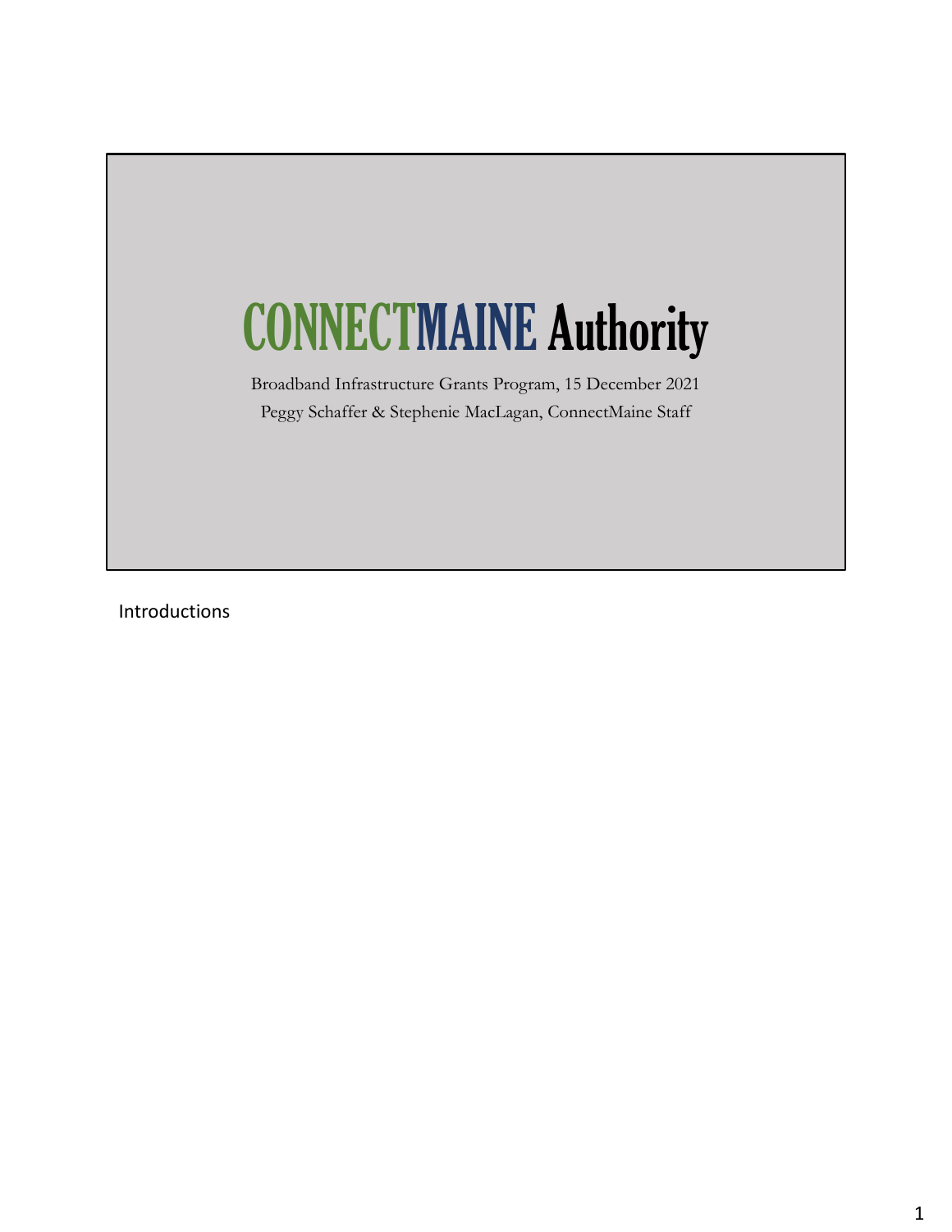# CONNECTMAINE Authority

Broadband Infrastructure Grants Program, 15 December 2021

Peggy Schaffer & Stephenie MacLagan, ConnectMaine Staff

Introductions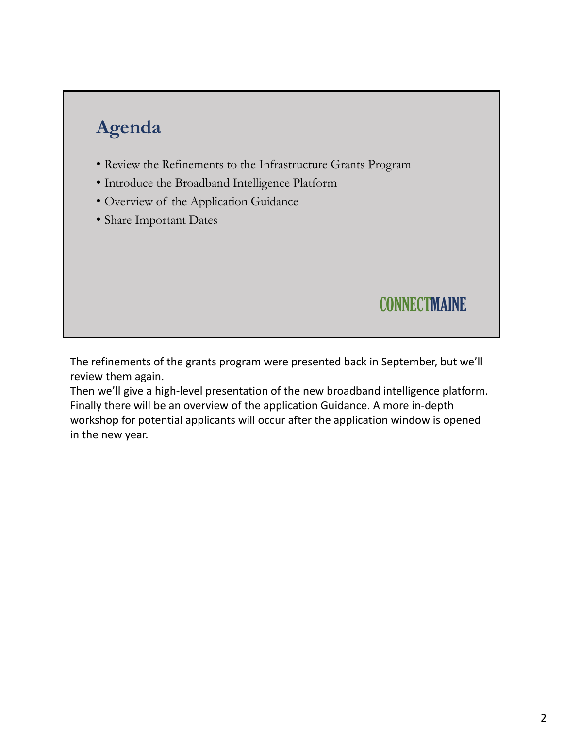## Agenda

- Review the Refinements to the Infrastructure Grants Program
- Introduce the Broadband Intelligence Platform
- Overview of the Application Guidance
- Share Important Dates

CONNECTMAINE

The refinements of the grants program were presented back in September, but we'll review them again.
Then we'll give a high-level presentation of the new broadband intelligence platform.
Finally there will be an overview of the application Guidance. A more in-depth workshop for potential applicants will occur after the application window is opened in the new year.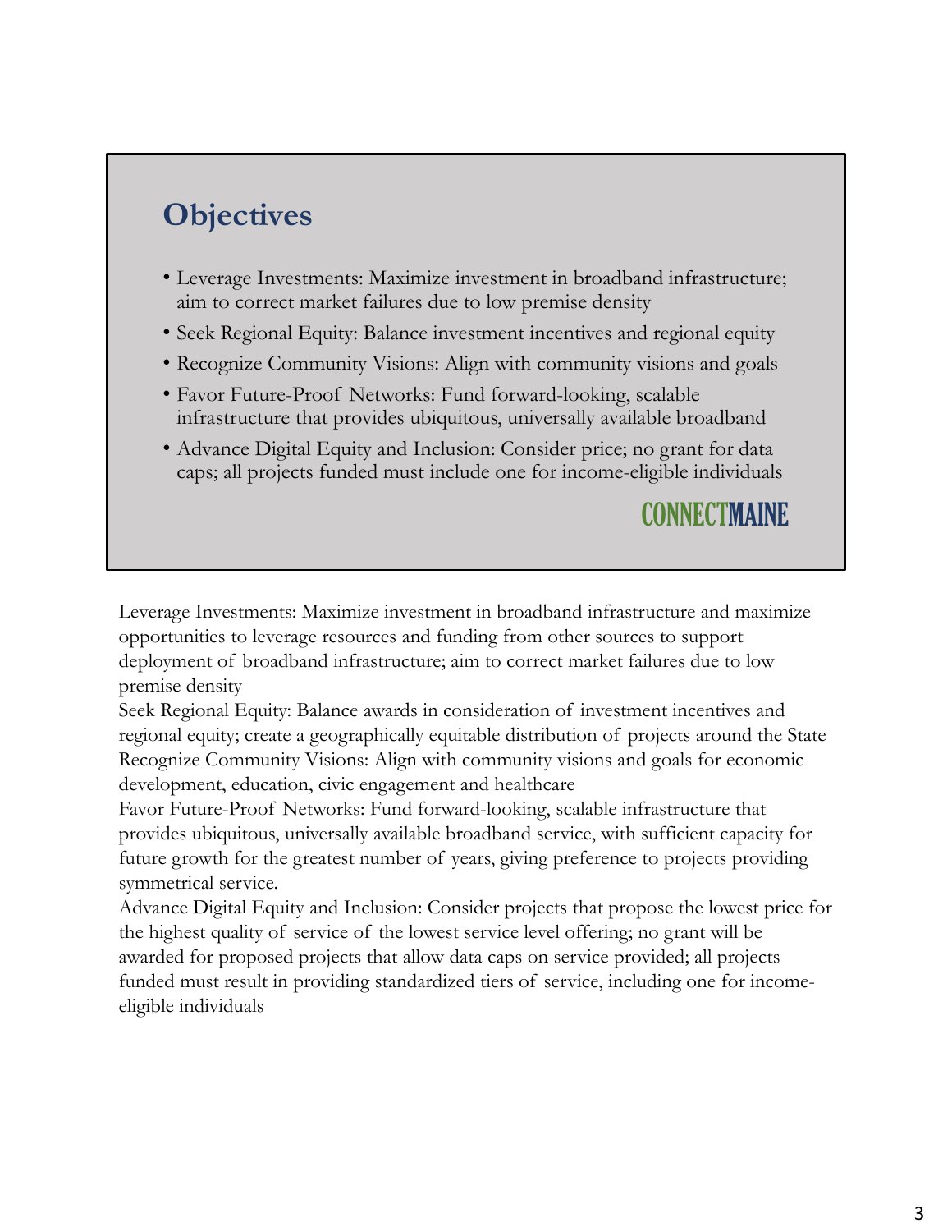## Objectives

- Leverage Investments: Maximize investment in broadband infrastructure; aim to correct market failures due to low premise density
- Seek Regional Equity: Balance investment incentives and regional equity
- Recognize Community Visions: Align with community visions and goals
- Favor Future-Proof Networks: Fund forward-looking, scalable infrastructure that provides ubiquitous, universally available broadband
- Advance Digital Equity and Inclusion: Consider price; no grant for data caps; all projects funded must include one for income-eligible individuals

CONNECTMAINE

Leverage Investments: Maximize investment in broadband infrastructure and maximize opportunities to leverage resources and funding from other sources to support deployment of broadband infrastructure; aim to correct market failures due to low premise density

Seek Regional Equity: Balance awards in consideration of investment incentives and regional equity; create a geographically equitable distribution of projects around the State

Recognize Community Visions: Align with community visions and goals for economic development, education, civic engagement and healthcare

Favor Future-Proof Networks: Fund forward-looking, scalable infrastructure that provides ubiquitous, universally available broadband service, with sufficient capacity for future growth for the greatest number of years, giving preference to projects providing symmetrical service.

Advance Digital Equity and Inclusion: Consider projects that propose the lowest price for the highest quality of service of the lowest service level offering; no grant will be awarded for proposed projects that allow data caps on service provided; all projects funded must result in providing standardized tiers of service, including one for income-eligible individuals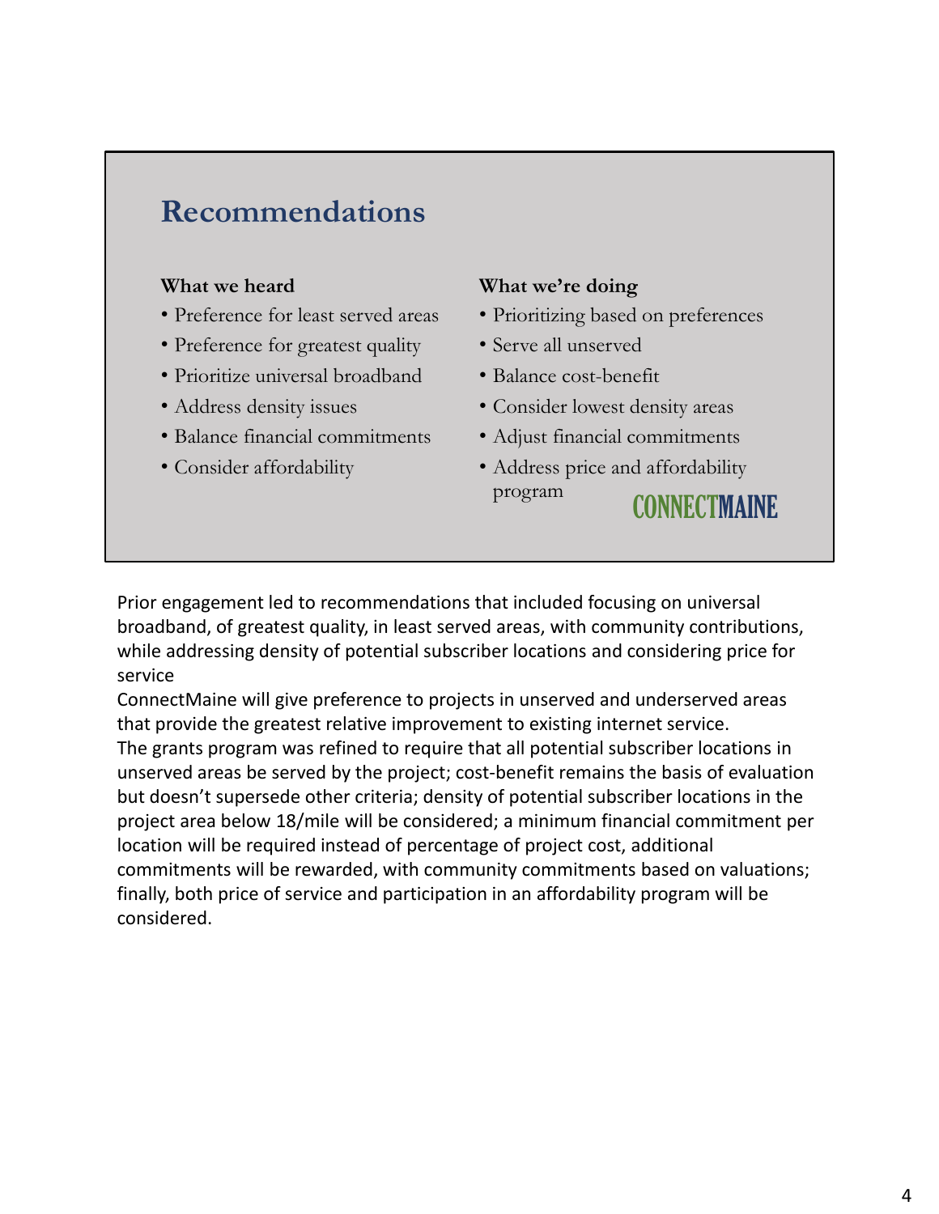## Recommendations

| What we heard | What we're doing |
| --- | --- |
| Preference for least served areas | Prioritizing based on preferences |
| Preference for greatest quality | Serve all unserved |
| Prioritize universal broadband | Balance cost-benefit |
| Address density issues | Consider lowest density areas |
| Balance financial commitments | Adjust financial commitments |
| Consider affordability | Address price and affordability program |

CONNECTMAINE

Prior engagement led to recommendations that included focusing on universal broadband, of greatest quality, in least served areas, with community contributions, while addressing density of potential subscriber locations and considering price for service

ConnectMaine will give preference to projects in unserved and underserved areas that provide the greatest relative improvement to existing internet service.

The grants program was refined to require that all potential subscriber locations in unserved areas be served by the project; cost-benefit remains the basis of evaluation but doesn't supersede other criteria; density of potential subscriber locations in the project area below 18/mile will be considered; a minimum financial commitment per location will be required instead of percentage of project cost, additional commitments will be rewarded, with community commitments based on valuations; finally, both price of service and participation in an affordability program will be considered.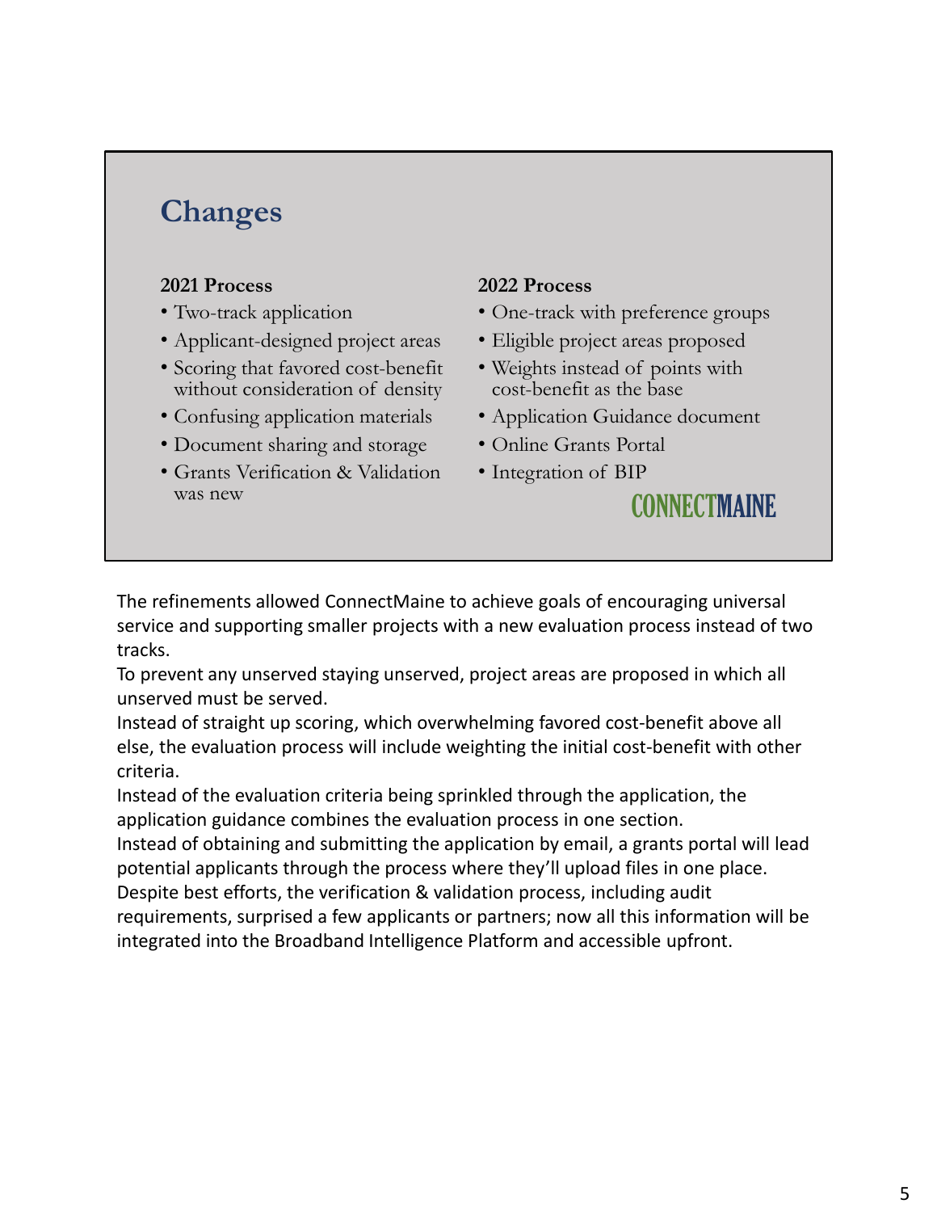## Changes

**2021 Process**

- Two-track application
- Applicant-designed project areas
- Scoring that favored cost-benefit without consideration of density
- Confusing application materials
- Document sharing and storage
- Grants Verification & Validation was new

**2022 Process**

- One-track with preference groups
- Eligible project areas proposed
- Weights instead of points with cost-benefit as the base
- Application Guidance document
- Online Grants Portal
- Integration of BIP

CONNECTMAINE

The refinements allowed ConnectMaine to achieve goals of encouraging universal service and supporting smaller projects with a new evaluation process instead of two tracks.

To prevent any unserved staying unserved, project areas are proposed in which all unserved must be served.

Instead of straight up scoring, which overwhelming favored cost-benefit above all else, the evaluation process will include weighting the initial cost-benefit with other criteria.

Instead of the evaluation criteria being sprinkled through the application, the application guidance combines the evaluation process in one section.

Instead of obtaining and submitting the application by email, a grants portal will lead potential applicants through the process where they'll upload files in one place.

Despite best efforts, the verification & validation process, including audit requirements, surprised a few applicants or partners; now all this information will be integrated into the Broadband Intelligence Platform and accessible upfront.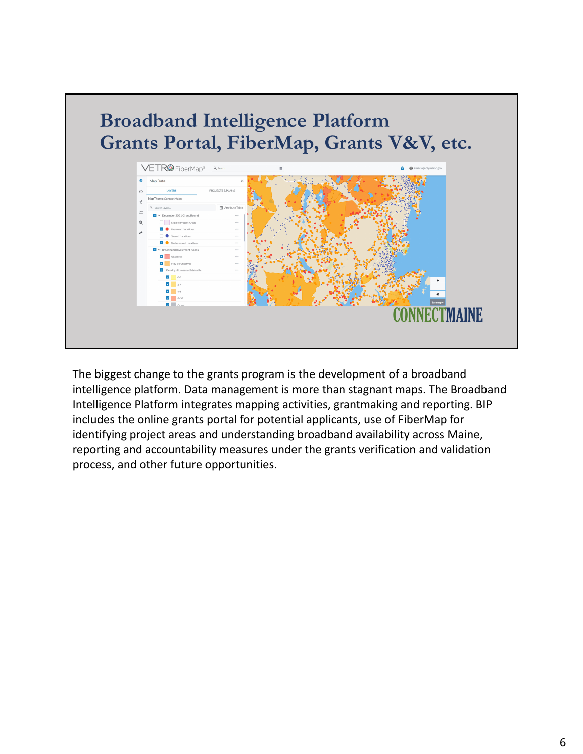# Broadband Intelligence Platform
# Grants Portal, FiberMap, Grants V&V, etc.

The biggest change to the grants program is the development of a broadband intelligence platform. Data management is more than stagnant maps. The Broadband Intelligence Platform integrates mapping activities, grantmaking and reporting. BIP includes the online grants portal for potential applicants, use of FiberMap for identifying project areas and understanding broadband availability across Maine, reporting and accountability measures under the grants verification and validation process, and other future opportunities.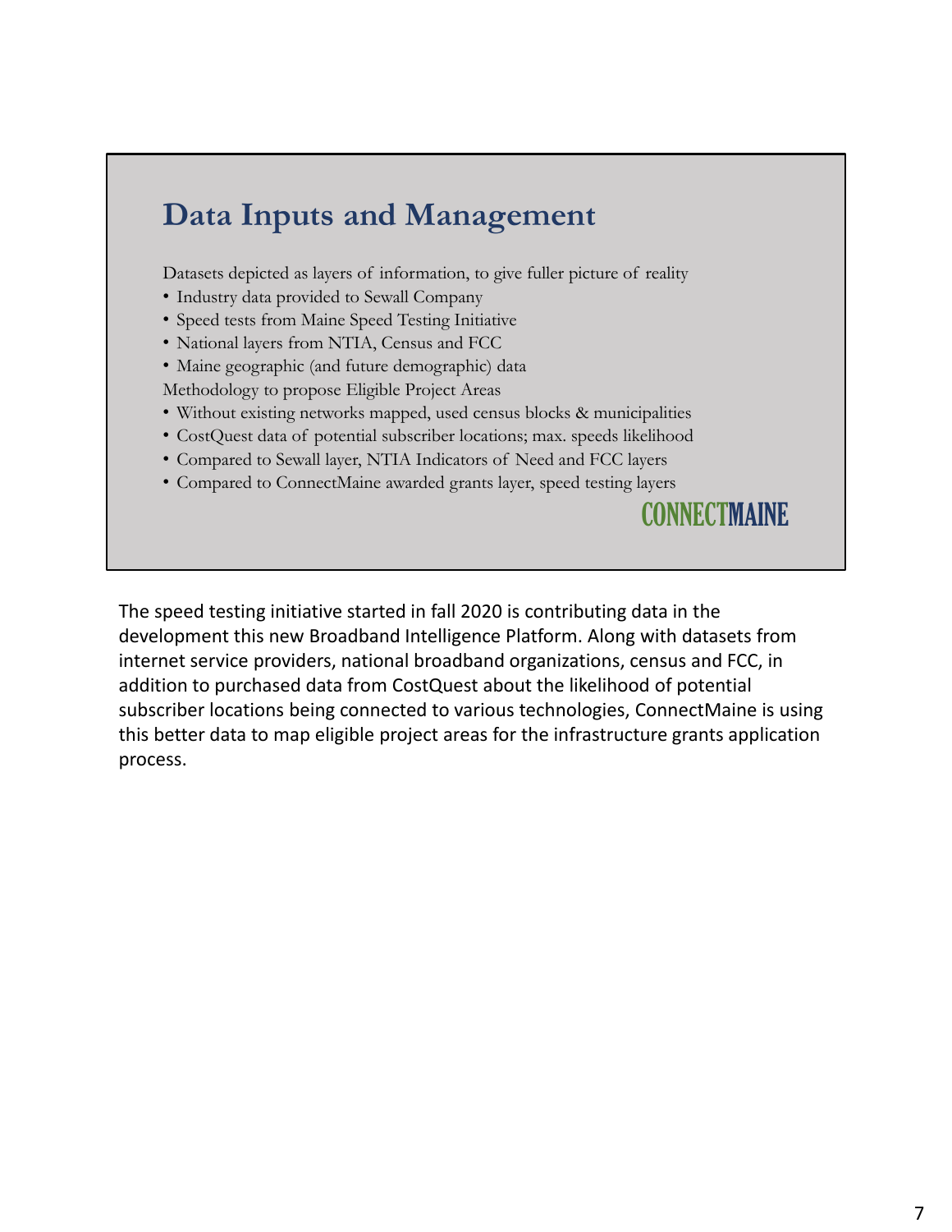## Data Inputs and Management

Datasets depicted as layers of information, to give fuller picture of reality

- Industry data provided to Sewall Company
- Speed tests from Maine Speed Testing Initiative
- National layers from NTIA, Census and FCC
- Maine geographic (and future demographic) data

Methodology to propose Eligible Project Areas

- Without existing networks mapped, used census blocks & municipalities
- CostQuest data of potential subscriber locations; max. speeds likelihood
- Compared to Sewall layer, NTIA Indicators of Need and FCC layers
- Compared to ConnectMaine awarded grants layer, speed testing layers

CONNECTMAINE

The speed testing initiative started in fall 2020 is contributing data in the development this new Broadband Intelligence Platform. Along with datasets from internet service providers, national broadband organizations, census and FCC, in addition to purchased data from CostQuest about the likelihood of potential subscriber locations being connected to various technologies, ConnectMaine is using this better data to map eligible project areas for the infrastructure grants application process.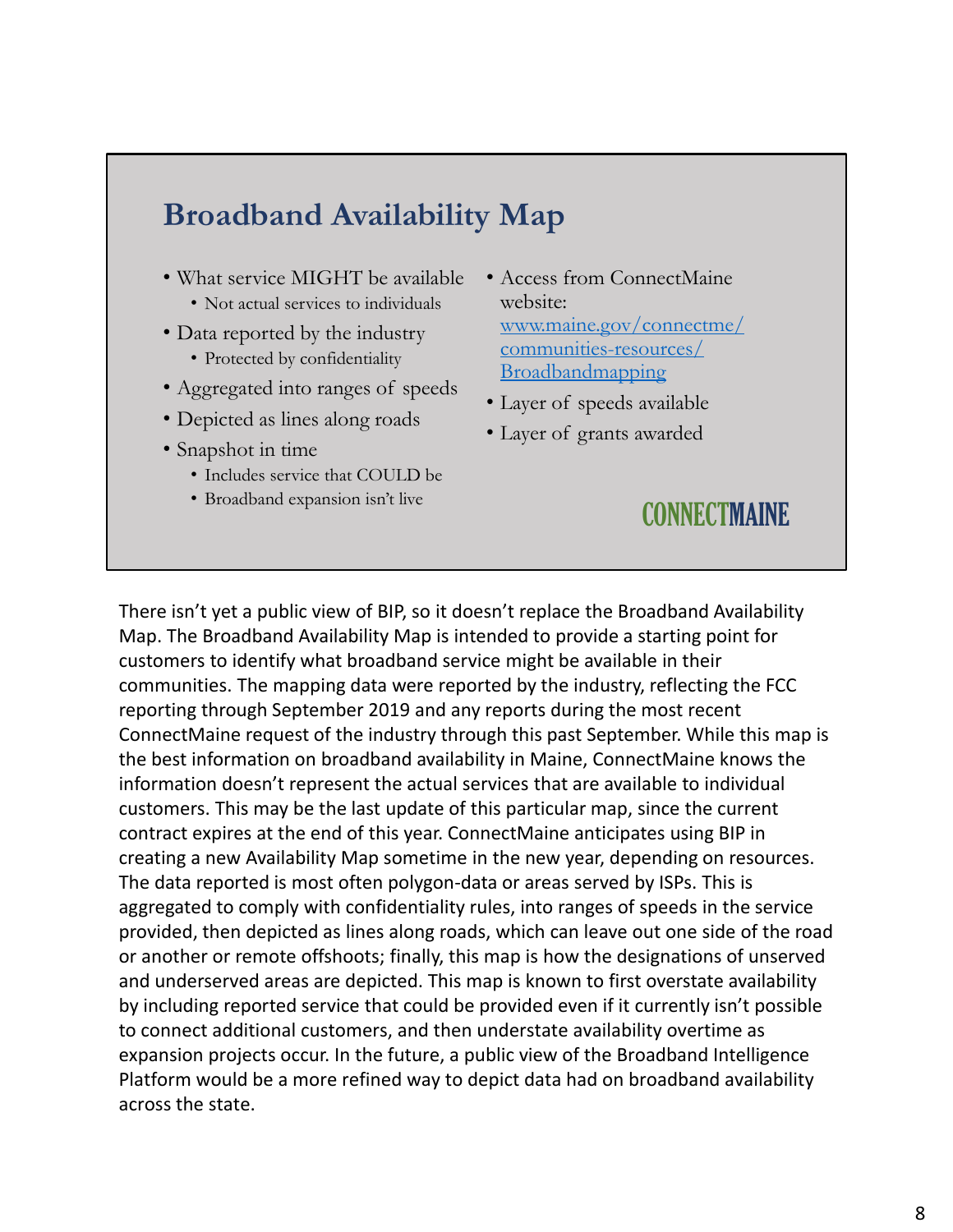## Broadband Availability Map

- What service MIGHT be available
  - Not actual services to individuals
- Data reported by the industry
  - Protected by confidentiality
- Aggregated into ranges of speeds
- Depicted as lines along roads
- Snapshot in time
  - Includes service that COULD be
  - Broadband expansion isn't live
- Access from ConnectMaine website: [www.maine.gov/connectme/communities-resources/Broadbandmapping](http://www.maine.gov/connectme/communities-resources/Broadbandmapping)
- Layer of speeds available
- Layer of grants awarded

CONNECTMAINE

There isn't yet a public view of BIP, so it doesn't replace the Broadband Availability Map. The Broadband Availability Map is intended to provide a starting point for customers to identify what broadband service might be available in their communities. The mapping data were reported by the industry, reflecting the FCC reporting through September 2019 and any reports during the most recent ConnectMaine request of the industry through this past September. While this map is the best information on broadband availability in Maine, ConnectMaine knows the information doesn't represent the actual services that are available to individual customers. This may be the last update of this particular map, since the current contract expires at the end of this year. ConnectMaine anticipates using BIP in creating a new Availability Map sometime in the new year, depending on resources. The data reported is most often polygon-data or areas served by ISPs. This is aggregated to comply with confidentiality rules, into ranges of speeds in the service provided, then depicted as lines along roads, which can leave out one side of the road or another or remote offshoots; finally, this map is how the designations of unserved and underserved areas are depicted. This map is known to first overstate availability by including reported service that could be provided even if it currently isn't possible to connect additional customers, and then understate availability overtime as expansion projects occur. In the future, a public view of the Broadband Intelligence Platform would be a more refined way to depict data had on broadband availability across the state.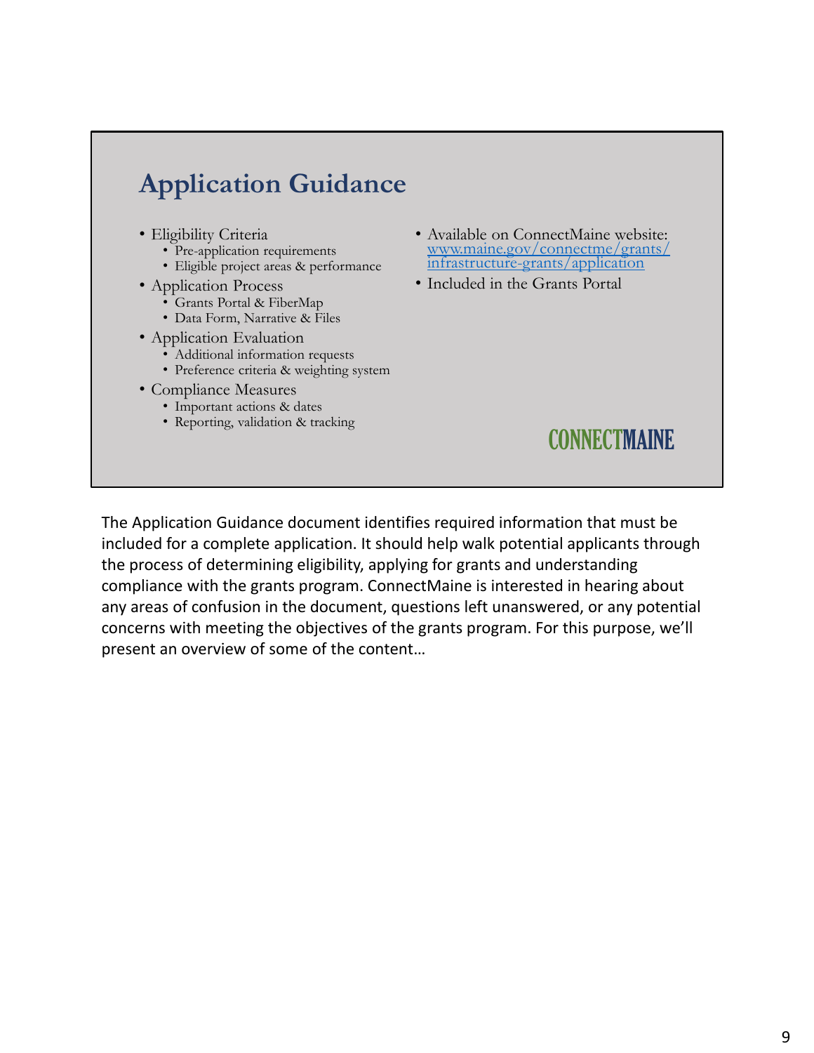# Application Guidance

- Eligibility Criteria
  - Pre-application requirements
  - Eligible project areas & performance
- Application Process
  - Grants Portal & FiberMap
  - Data Form, Narrative & Files
- Application Evaluation
  - Additional information requests
  - Preference criteria & weighting system
- Compliance Measures
  - Important actions & dates
  - Reporting, validation & tracking

- Available on ConnectMaine website: [www.maine.gov/connectme/grants/infrastructure-grants/application](www.maine.gov/connectme/grants/infrastructure-grants/application)
- Included in the Grants Portal

CONNECTMAINE

The Application Guidance document identifies required information that must be included for a complete application. It should help walk potential applicants through the process of determining eligibility, applying for grants and understanding compliance with the grants program. ConnectMaine is interested in hearing about any areas of confusion in the document, questions left unanswered, or any potential concerns with meeting the objectives of the grants program. For this purpose, we'll present an overview of some of the content…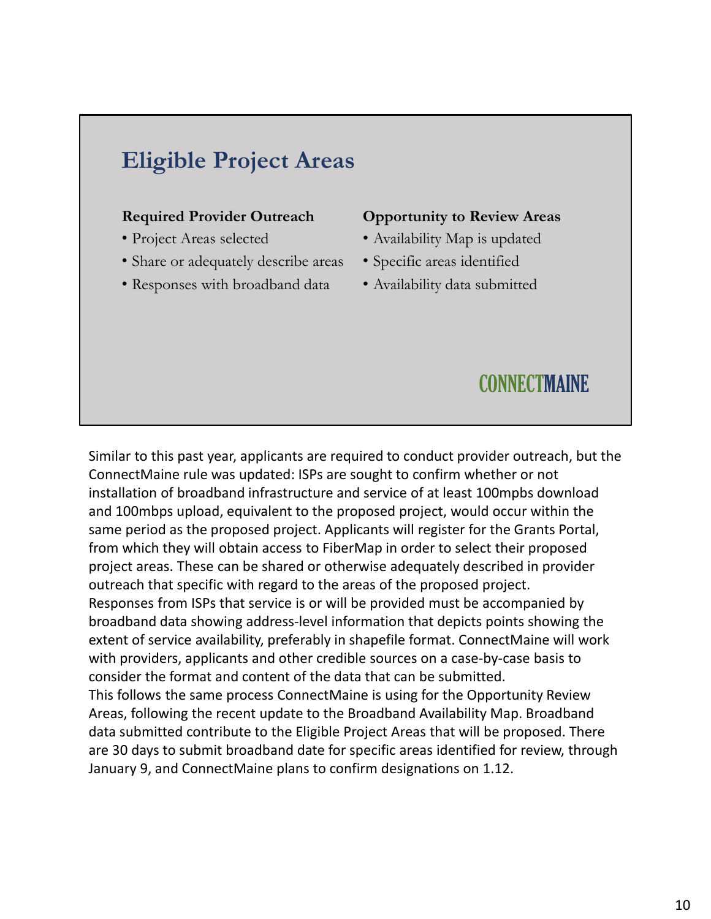## Eligible Project Areas

**Required Provider Outreach**

- Project Areas selected
- Share or adequately describe areas
- Responses with broadband data

**Opportunity to Review Areas**

- Availability Map is updated
- Specific areas identified
- Availability data submitted

CONNECTMAINE

Similar to this past year, applicants are required to conduct provider outreach, but the ConnectMaine rule was updated: ISPs are sought to confirm whether or not installation of broadband infrastructure and service of at least 100mpbs download and 100mbps upload, equivalent to the proposed project, would occur within the same period as the proposed project. Applicants will register for the Grants Portal, from which they will obtain access to FiberMap in order to select their proposed project areas. These can be shared or otherwise adequately described in provider outreach that specific with regard to the areas of the proposed project. Responses from ISPs that service is or will be provided must be accompanied by broadband data showing address-level information that depicts points showing the extent of service availability, preferably in shapefile format. ConnectMaine will work with providers, applicants and other credible sources on a case-by-case basis to consider the format and content of the data that can be submitted.
This follows the same process ConnectMaine is using for the Opportunity Review Areas, following the recent update to the Broadband Availability Map. Broadband data submitted contribute to the Eligible Project Areas that will be proposed. There are 30 days to submit broadband date for specific areas identified for review, through January 9, and ConnectMaine plans to confirm designations on 1.12.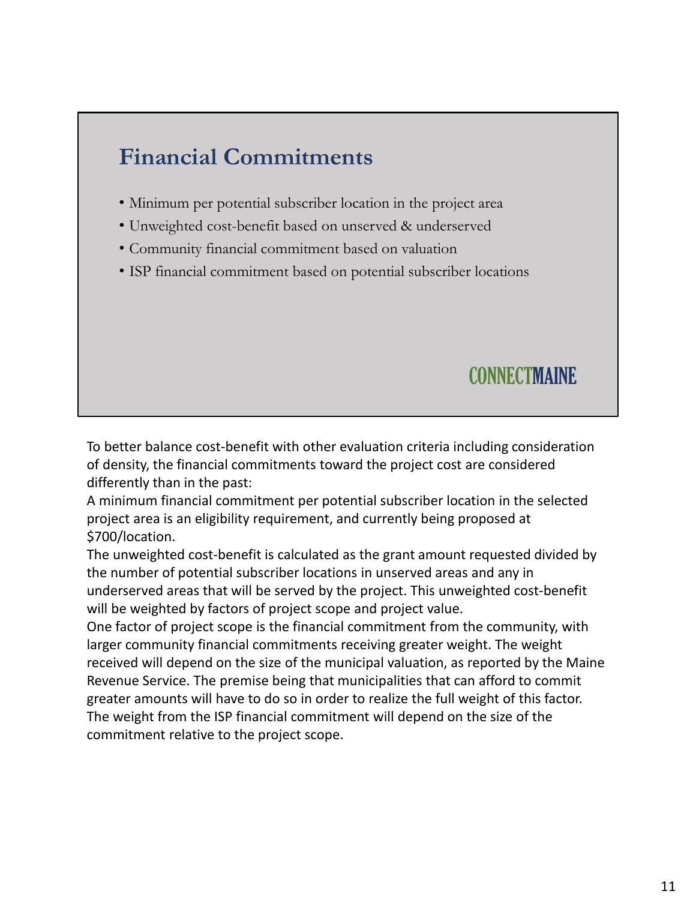## Financial Commitments

- Minimum per potential subscriber location in the project area
- Unweighted cost-benefit based on unserved & underserved
- Community financial commitment based on valuation
- ISP financial commitment based on potential subscriber locations

CONNECTMAINE

To better balance cost-benefit with other evaluation criteria including consideration of density, the financial commitments toward the project cost are considered differently than in the past:

A minimum financial commitment per potential subscriber location in the selected project area is an eligibility requirement, and currently being proposed at $700/location.

The unweighted cost-benefit is calculated as the grant amount requested divided by the number of potential subscriber locations in unserved areas and any in underserved areas that will be served by the project. This unweighted cost-benefit will be weighted by factors of project scope and project value.

One factor of project scope is the financial commitment from the community, with larger community financial commitments receiving greater weight. The weight received will depend on the size of the municipal valuation, as reported by the Maine Revenue Service. The premise being that municipalities that can afford to commit greater amounts will have to do so in order to realize the full weight of this factor.

The weight from the ISP financial commitment will depend on the size of the commitment relative to the project scope.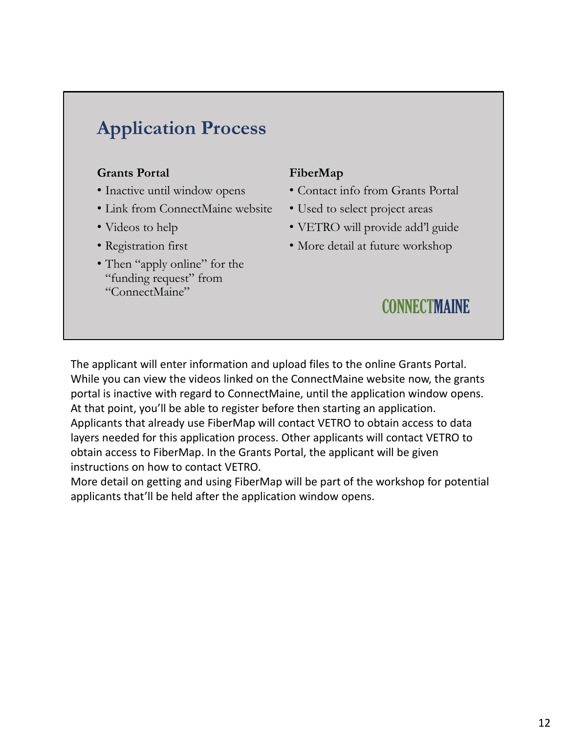## Application Process

**Grants Portal**

- Inactive until window opens
- Link from ConnectMaine website
- Videos to help
- Registration first
- Then "apply online" for the "funding request" from "ConnectMaine"

**FiberMap**

- Contact info from Grants Portal
- Used to select project areas
- VETRO will provide add'l guide
- More detail at future workshop

CONNECTMAINE

The applicant will enter information and upload files to the online Grants Portal. While you can view the videos linked on the ConnectMaine website now, the grants portal is inactive with regard to ConnectMaine, until the application window opens. At that point, you'll be able to register before then starting an application. Applicants that already use FiberMap will contact VETRO to obtain access to data layers needed for this application process. Other applicants will contact VETRO to obtain access to FiberMap. In the Grants Portal, the applicant will be given instructions on how to contact VETRO.
More detail on getting and using FiberMap will be part of the workshop for potential applicants that'll be held after the application window opens.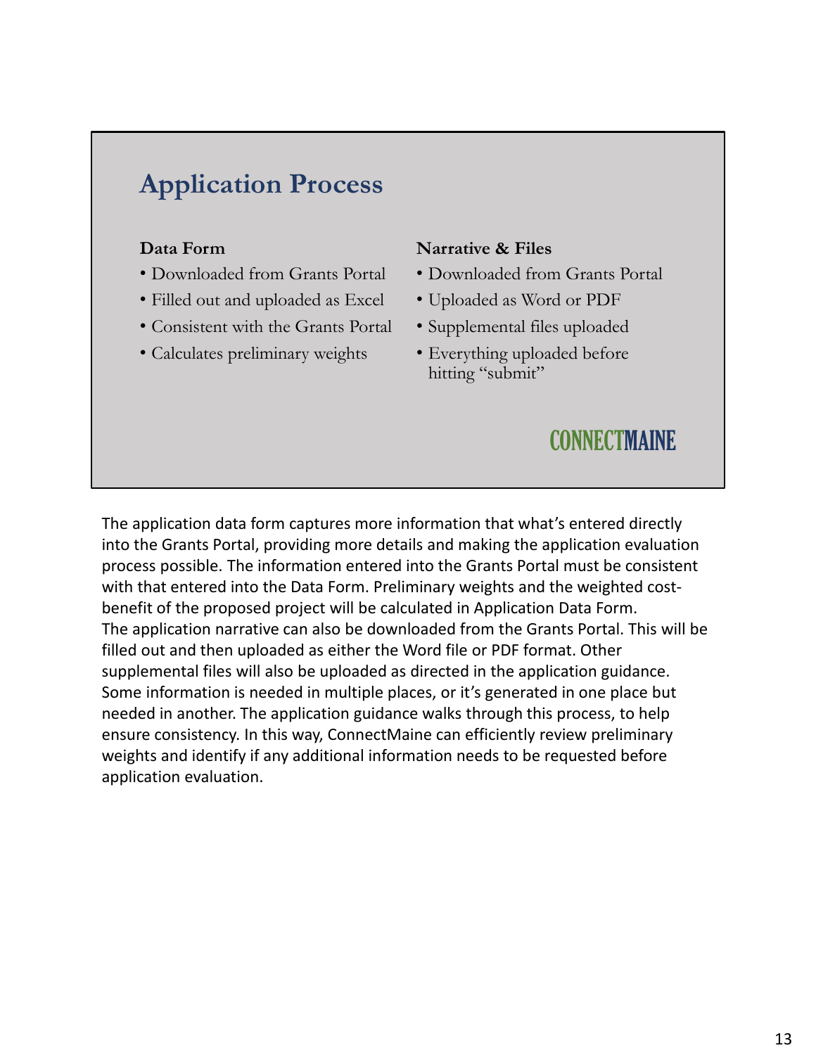## Application Process

**Data Form**

- Downloaded from Grants Portal
- Filled out and uploaded as Excel
- Consistent with the Grants Portal
- Calculates preliminary weights

**Narrative & Files**

- Downloaded from Grants Portal
- Uploaded as Word or PDF
- Supplemental files uploaded
- Everything uploaded before hitting "submit"

CONNECTMAINE

The application data form captures more information that what's entered directly into the Grants Portal, providing more details and making the application evaluation process possible. The information entered into the Grants Portal must be consistent with that entered into the Data Form. Preliminary weights and the weighted cost-benefit of the proposed project will be calculated in Application Data Form.
The application narrative can also be downloaded from the Grants Portal. This will be filled out and then uploaded as either the Word file or PDF format. Other supplemental files will also be uploaded as directed in the application guidance. Some information is needed in multiple places, or it's generated in one place but needed in another. The application guidance walks through this process, to help ensure consistency. In this way, ConnectMaine can efficiently review preliminary weights and identify if any additional information needs to be requested before application evaluation.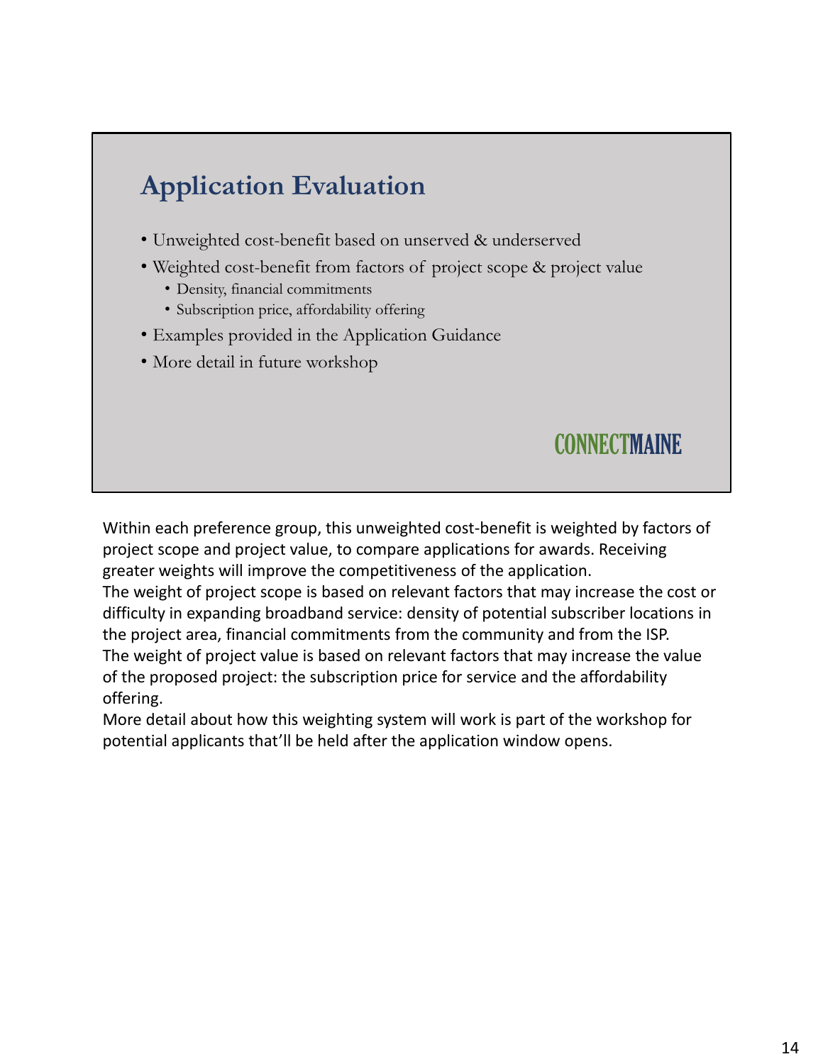## Application Evaluation

- Unweighted cost-benefit based on unserved & underserved
- Weighted cost-benefit from factors of project scope & project value
  - Density, financial commitments
  - Subscription price, affordability offering
- Examples provided in the Application Guidance
- More detail in future workshop

CONNECTMAINE

Within each preference group, this unweighted cost-benefit is weighted by factors of project scope and project value, to compare applications for awards. Receiving greater weights will improve the competitiveness of the application.
The weight of project scope is based on relevant factors that may increase the cost or difficulty in expanding broadband service: density of potential subscriber locations in the project area, financial commitments from the community and from the ISP.
The weight of project value is based on relevant factors that may increase the value of the proposed project: the subscription price for service and the affordability offering.
More detail about how this weighting system will work is part of the workshop for potential applicants that'll be held after the application window opens.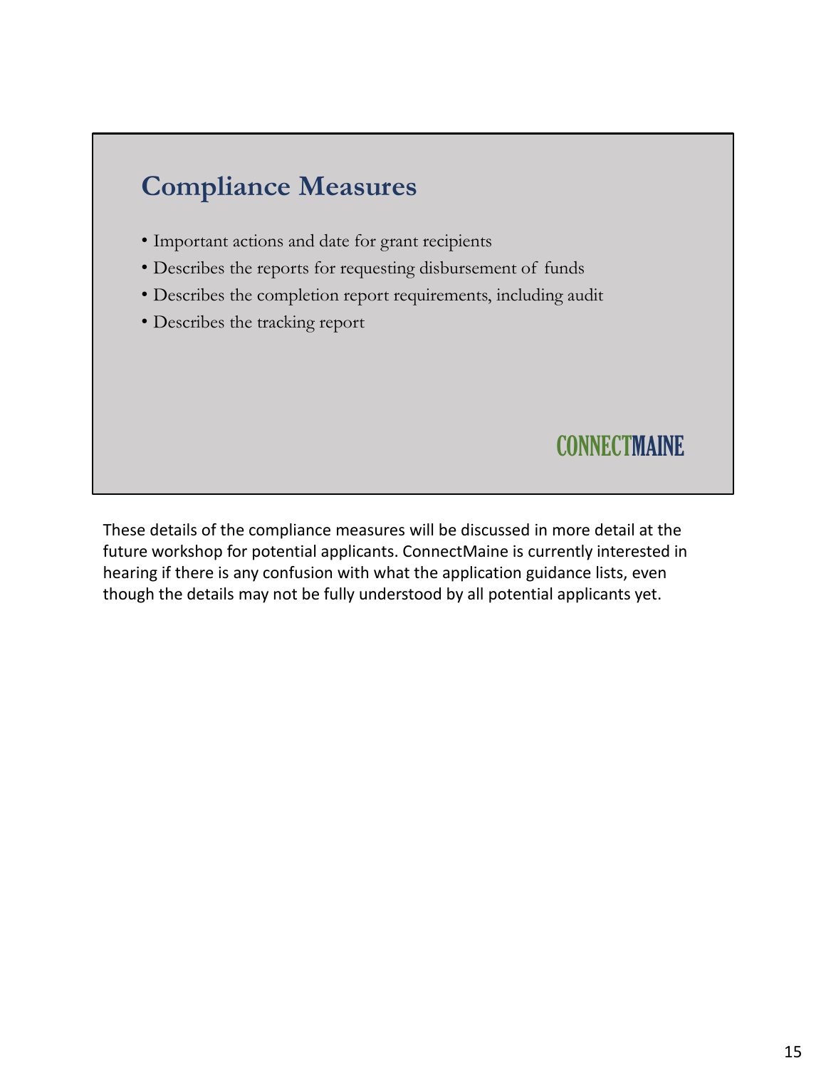## Compliance Measures

- Important actions and date for grant recipients
- Describes the reports for requesting disbursement of funds
- Describes the completion report requirements, including audit
- Describes the tracking report

CONNECTMAINE

These details of the compliance measures will be discussed in more detail at the future workshop for potential applicants. ConnectMaine is currently interested in hearing if there is any confusion with what the application guidance lists, even though the details may not be fully understood by all potential applicants yet.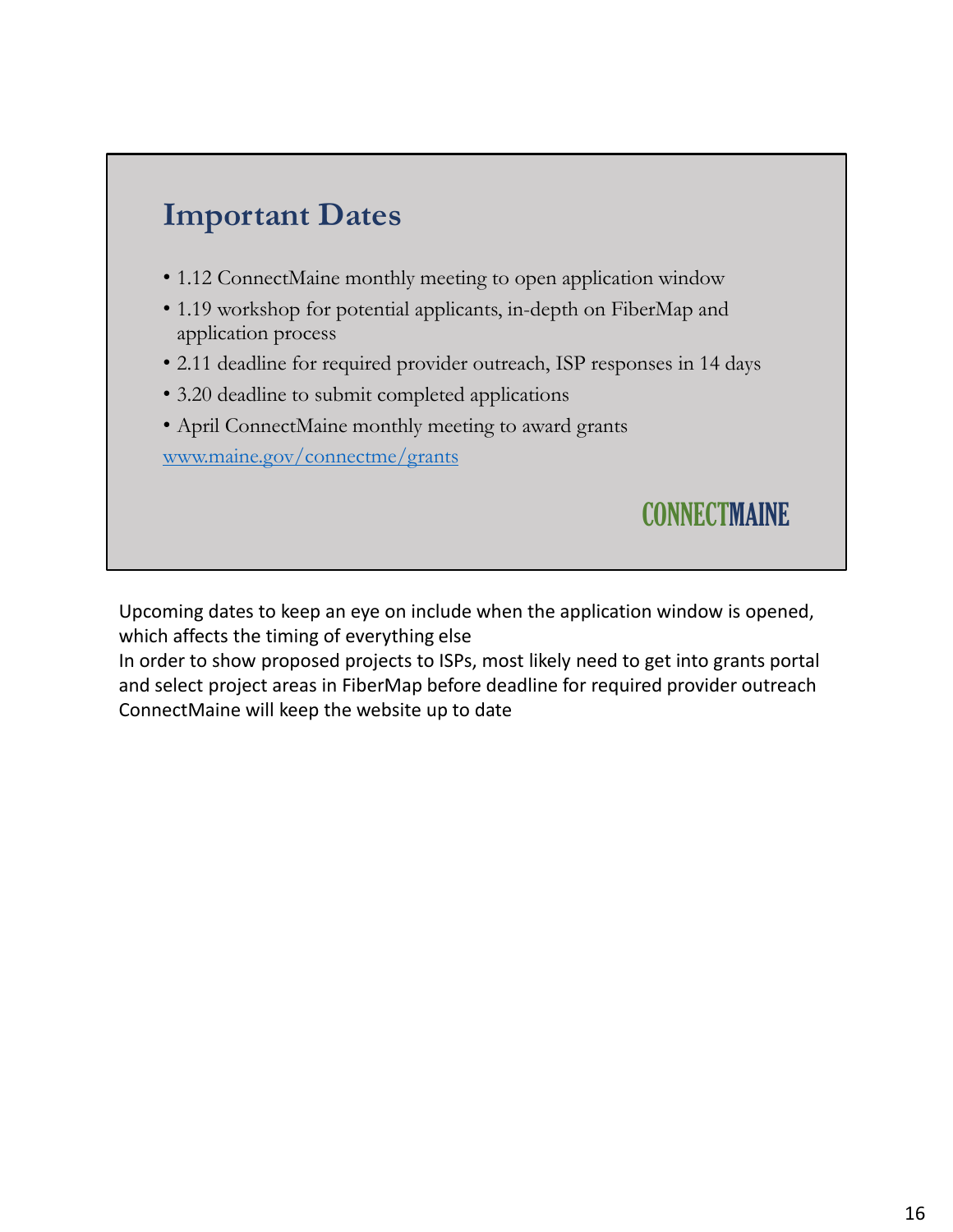## Important Dates

- 1.12 ConnectMaine monthly meeting to open application window
- 1.19 workshop for potential applicants, in-depth on FiberMap and application process
- 2.11 deadline for required provider outreach, ISP responses in 14 days
- 3.20 deadline to submit completed applications
- April ConnectMaine monthly meeting to award grants

www.maine.gov/connectme/grants

CONNECTMAINE

Upcoming dates to keep an eye on include when the application window is opened, which affects the timing of everything else
In order to show proposed projects to ISPs, most likely need to get into grants portal and select project areas in FiberMap before deadline for required provider outreach
ConnectMaine will keep the website up to date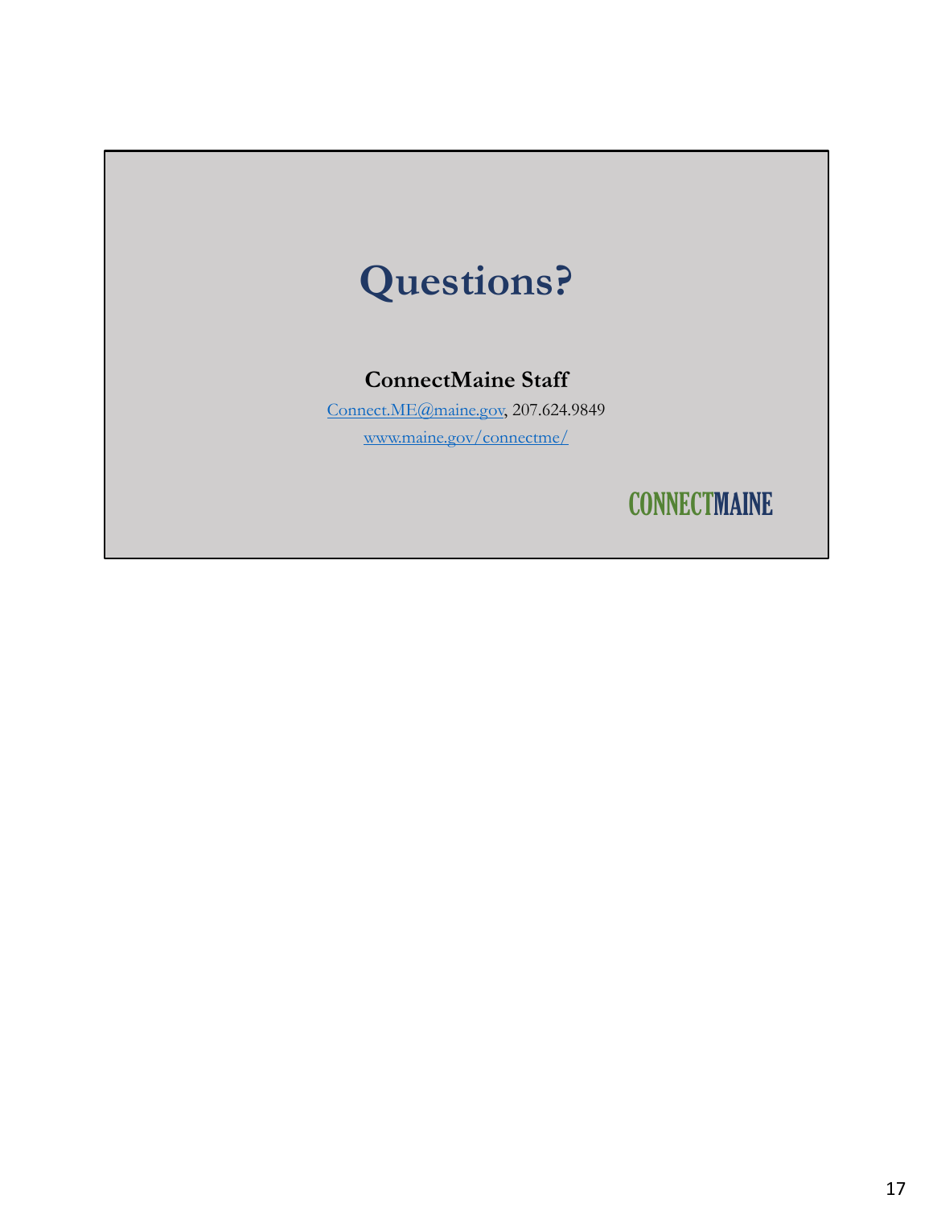# Questions?

**ConnectMaine Staff**

Connect.ME@maine.gov, 207.624.9849

www.maine.gov/connectme/

CONNECTMAINE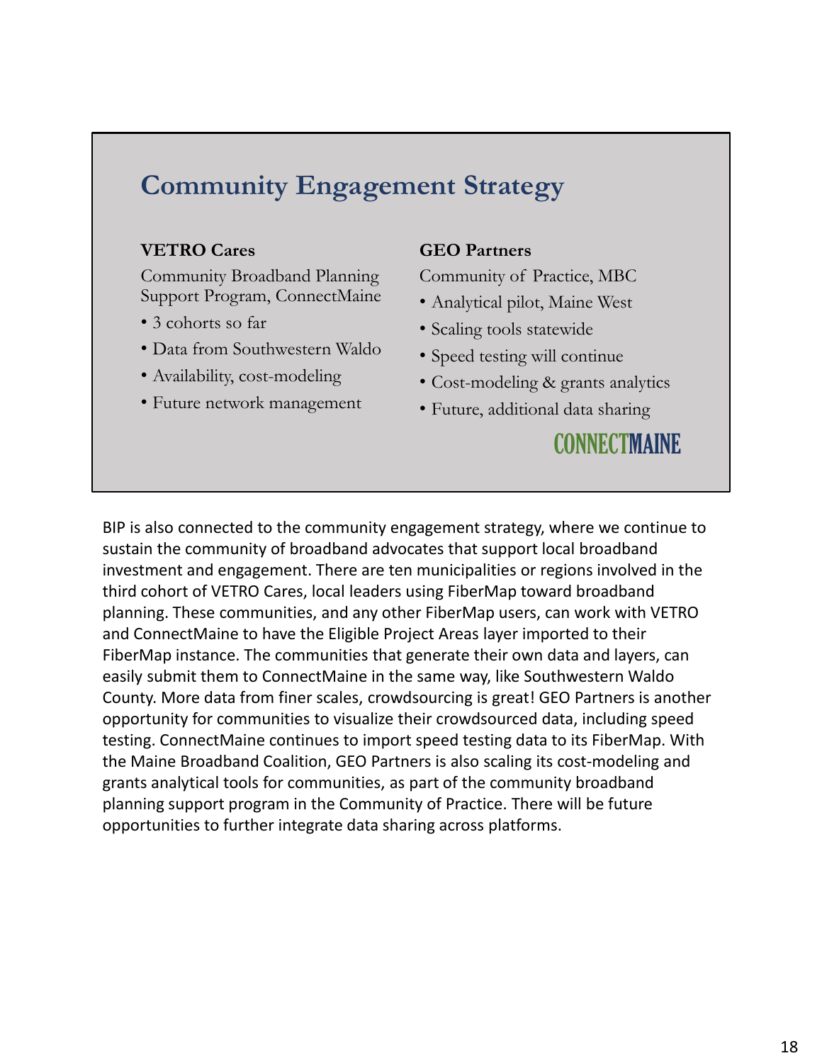## Community Engagement Strategy

**VETRO Cares**

Community Broadband Planning Support Program, ConnectMaine

- 3 cohorts so far
- Data from Southwestern Waldo
- Availability, cost-modeling
- Future network management

**GEO Partners**

Community of Practice, MBC

- Analytical pilot, Maine West
- Scaling tools statewide
- Speed testing will continue
- Cost-modeling & grants analytics
- Future, additional data sharing

CONNECTMAINE

BIP is also connected to the community engagement strategy, where we continue to sustain the community of broadband advocates that support local broadband investment and engagement. There are ten municipalities or regions involved in the third cohort of VETRO Cares, local leaders using FiberMap toward broadband planning. These communities, and any other FiberMap users, can work with VETRO and ConnectMaine to have the Eligible Project Areas layer imported to their FiberMap instance. The communities that generate their own data and layers, can easily submit them to ConnectMaine in the same way, like Southwestern Waldo County. More data from finer scales, crowdsourcing is great! GEO Partners is another opportunity for communities to visualize their crowdsourced data, including speed testing. ConnectMaine continues to import speed testing data to its FiberMap. With the Maine Broadband Coalition, GEO Partners is also scaling its cost-modeling and grants analytical tools for communities, as part of the community broadband planning support program in the Community of Practice. There will be future opportunities to further integrate data sharing across platforms.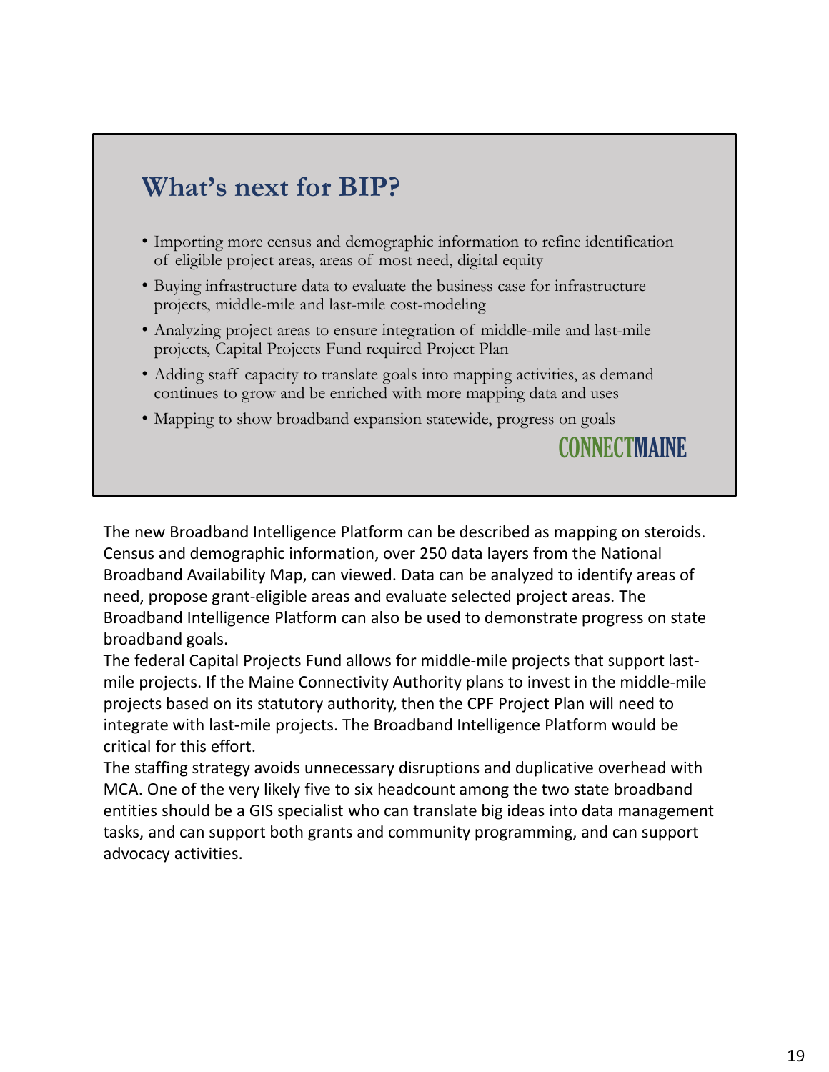## What's next for BIP?

- Importing more census and demographic information to refine identification of eligible project areas, areas of most need, digital equity
- Buying infrastructure data to evaluate the business case for infrastructure projects, middle-mile and last-mile cost-modeling
- Analyzing project areas to ensure integration of middle-mile and last-mile projects, Capital Projects Fund required Project Plan
- Adding staff capacity to translate goals into mapping activities, as demand continues to grow and be enriched with more mapping data and uses
- Mapping to show broadband expansion statewide, progress on goals

CONNECTMAINE

The new Broadband Intelligence Platform can be described as mapping on steroids. Census and demographic information, over 250 data layers from the National Broadband Availability Map, can viewed. Data can be analyzed to identify areas of need, propose grant-eligible areas and evaluate selected project areas. The Broadband Intelligence Platform can also be used to demonstrate progress on state broadband goals.

The federal Capital Projects Fund allows for middle-mile projects that support last-mile projects. If the Maine Connectivity Authority plans to invest in the middle-mile projects based on its statutory authority, then the CPF Project Plan will need to integrate with last-mile projects. The Broadband Intelligence Platform would be critical for this effort.

The staffing strategy avoids unnecessary disruptions and duplicative overhead with MCA. One of the very likely five to six headcount among the two state broadband entities should be a GIS specialist who can translate big ideas into data management tasks, and can support both grants and community programming, and can support advocacy activities.